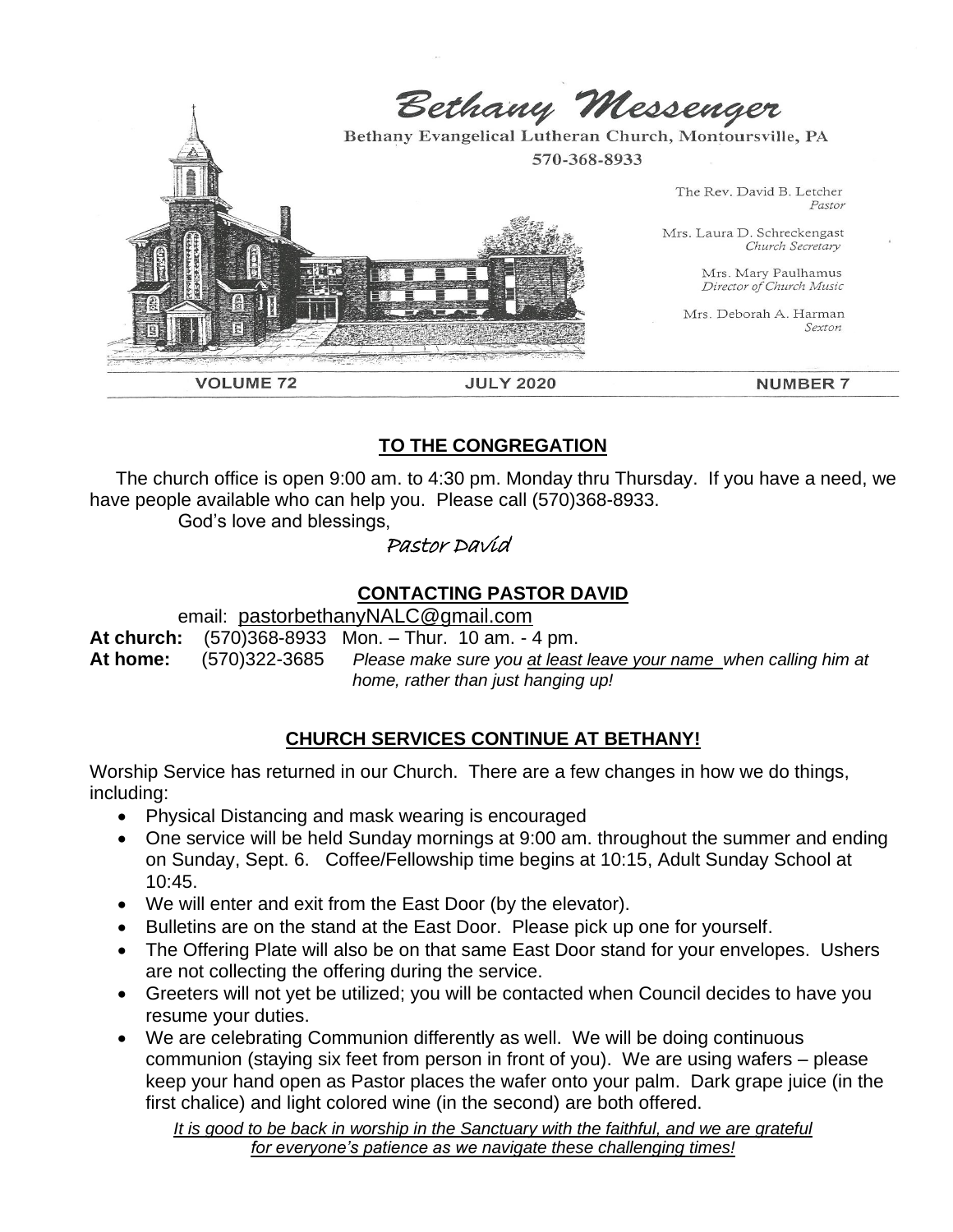# Bethany Messenger

Bethany Evangelical Lutheran Church, Montoursville, PA

570-368-8933

The Rev. David B. Letcher
*Pastor*

Mrs. Laura D. Schreckengast
*Church Secretary*

Mrs. Mary Paulhamus
*Director of Church Music*

Mrs. Deborah A. Harman
*Sexton*

**VOLUME 72** **JULY 2020** **NUMBER 7**

## TO THE CONGREGATION

The church office is open 9:00 am. to 4:30 pm. Monday thru Thursday. If you have a need, we have people available who can help you. Please call (570)368-8933.

God's love and blessings,

*Pastor David*

## CONTACTING PASTOR DAVID

email: pastorbethanyNALC@gmail.com

**At church:** (570)368-8933 Mon. – Thur. 10 am. - 4 pm.

**At home:** (570)322-3685 *Please make sure you at least leave your name when calling him at home, rather than just hanging up!*

## CHURCH SERVICES CONTINUE AT BETHANY!

Worship Service has returned in our Church. There are a few changes in how we do things, including:

- Physical Distancing and mask wearing is encouraged
- One service will be held Sunday mornings at 9:00 am. throughout the summer and ending on Sunday, Sept. 6. Coffee/Fellowship time begins at 10:15, Adult Sunday School at 10:45.
- We will enter and exit from the East Door (by the elevator).
- Bulletins are on the stand at the East Door. Please pick up one for yourself.
- The Offering Plate will also be on that same East Door stand for your envelopes. Ushers are not collecting the offering during the service.
- Greeters will not yet be utilized; you will be contacted when Council decides to have you resume your duties.
- We are celebrating Communion differently as well. We will be doing continuous communion (staying six feet from person in front of you). We are using wafers – please keep your hand open as Pastor places the wafer onto your palm. Dark grape juice (in the first chalice) and light colored wine (in the second) are both offered.

*It is good to be back in worship in the Sanctuary with the faithful, and we are grateful for everyone's patience as we navigate these challenging times!*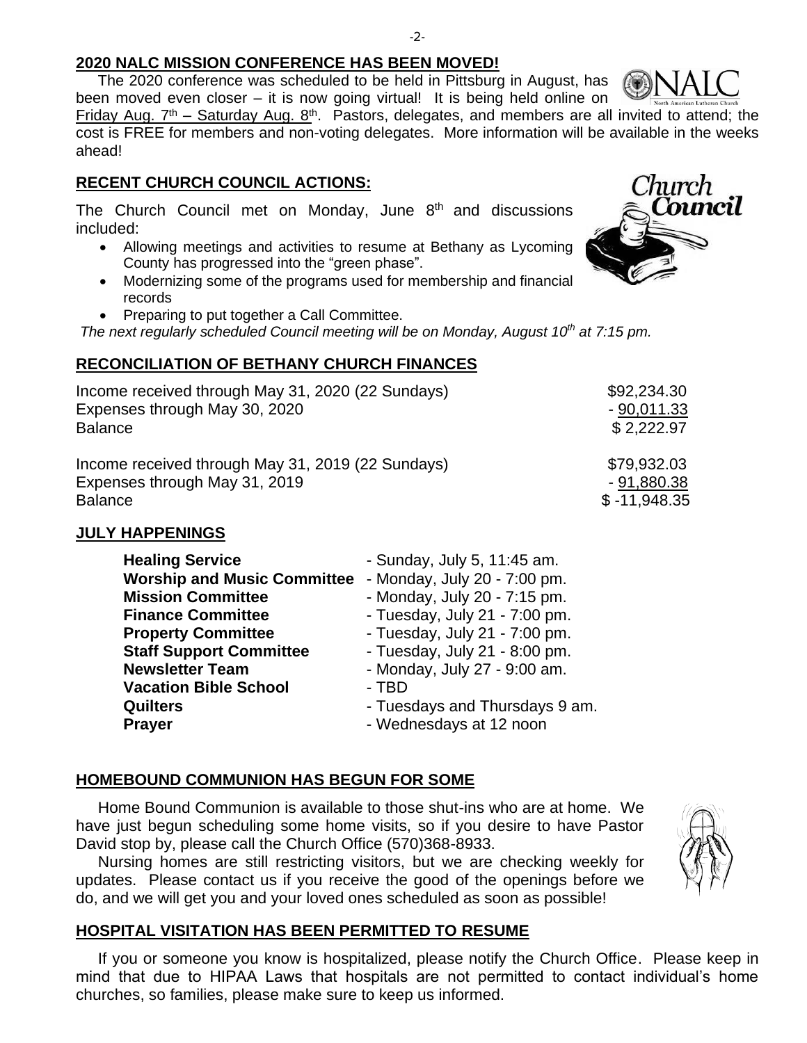## 2020 NALC MISSION CONFERENCE HAS BEEN MOVED!

The 2020 conference was scheduled to be held in Pittsburg in August, has been moved even closer – it is now going virtual! It is being held online on Friday Aug. 7th – Saturday Aug. 8th. Pastors, delegates, and members are all invited to attend; the cost is FREE for members and non-voting delegates. More information will be available in the weeks ahead!

## RECENT CHURCH COUNCIL ACTIONS:

The Church Council met on Monday, June 8th and discussions included:

- Allowing meetings and activities to resume at Bethany as Lycoming County has progressed into the "green phase".
- Modernizing some of the programs used for membership and financial records
- Preparing to put together a Call Committee.

*The next regularly scheduled Council meeting will be on Monday, August 10th at 7:15 pm.*

## RECONCILIATION OF BETHANY CHURCH FINANCES

| | |
|---|---|
| Income received through May 31, 2020 (22 Sundays) | $92,234.30 |
| Expenses through May 30, 2020 | - 90,011.33 |
| Balance | $ 2,222.97 |
| | |
| Income received through May 31, 2019 (22 Sundays) | $79,932.03 |
| Expenses through May 31, 2019 | - 91,880.38 |
| Balance | $ -11,948.35 |

## JULY HAPPENINGS

| | |
|---|---|
| **Healing Service** | - Sunday, July 5, 11:45 am. |
| **Worship and Music Committee** | - Monday, July 20 - 7:00 pm. |
| **Mission Committee** | - Monday, July 20 - 7:15 pm. |
| **Finance Committee** | - Tuesday, July 21 - 7:00 pm. |
| **Property Committee** | - Tuesday, July 21 - 7:00 pm. |
| **Staff Support Committee** | - Tuesday, July 21 - 8:00 pm. |
| **Newsletter Team** | - Monday, July 27 - 9:00 am. |
| **Vacation Bible School** | - TBD |
| **Quilters** | - Tuesdays and Thursdays 9 am. |
| **Prayer** | - Wednesdays at 12 noon |

## HOMEBOUND COMMUNION HAS BEGUN FOR SOME

Home Bound Communion is available to those shut-ins who are at home. We have just begun scheduling some home visits, so if you desire to have Pastor David stop by, please call the Church Office (570)368-8933.

Nursing homes are still restricting visitors, but we are checking weekly for updates. Please contact us if you receive the good of the openings before we do, and we will get you and your loved ones scheduled as soon as possible!

## HOSPITAL VISITATION HAS BEEN PERMITTED TO RESUME

If you or someone you know is hospitalized, please notify the Church Office. Please keep in mind that due to HIPAA Laws that hospitals are not permitted to contact individual's home churches, so families, please make sure to keep us informed.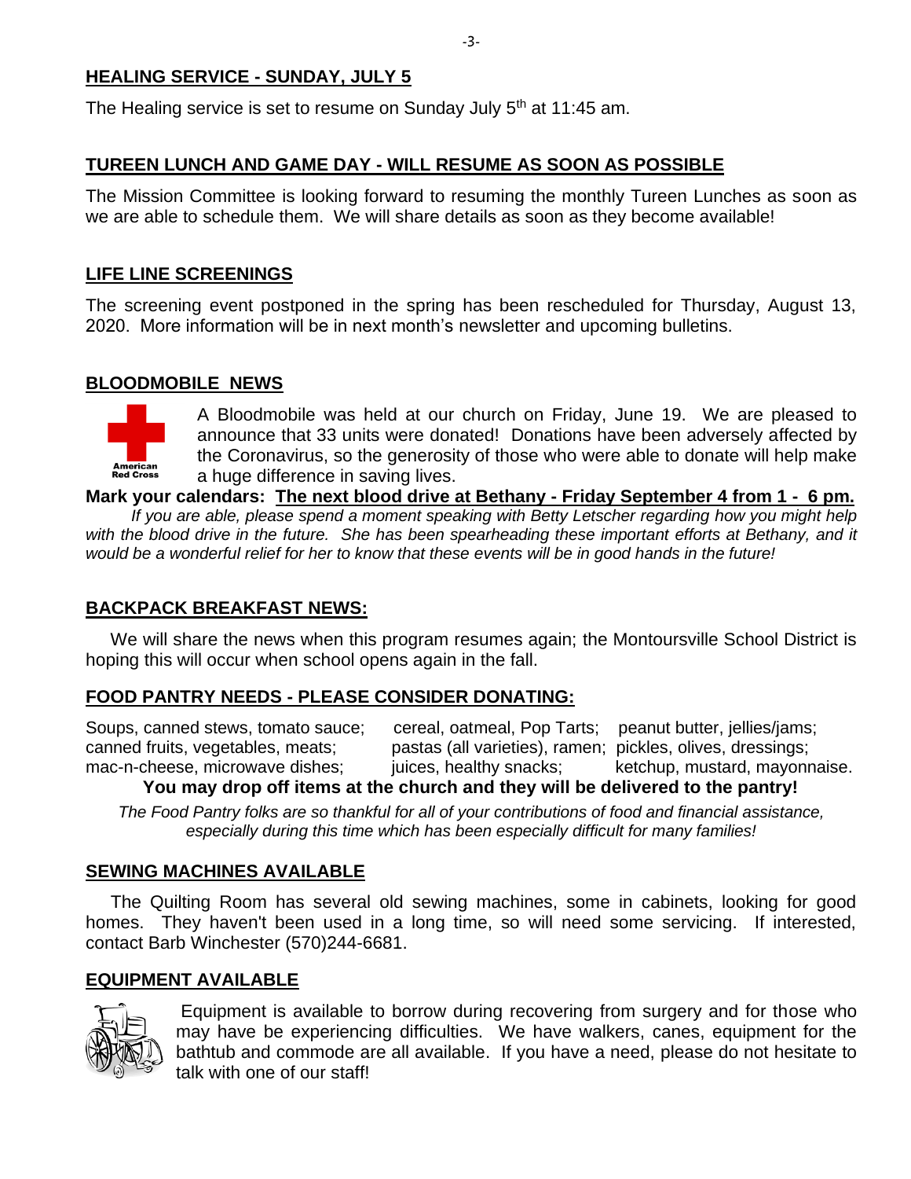## HEALING SERVICE - SUNDAY, JULY 5

The Healing service is set to resume on Sunday July 5th at 11:45 am.

## TUREEN LUNCH AND GAME DAY - WILL RESUME AS SOON AS POSSIBLE

The Mission Committee is looking forward to resuming the monthly Tureen Lunches as soon as we are able to schedule them. We will share details as soon as they become available!

## LIFE LINE SCREENINGS

The screening event postponed in the spring has been rescheduled for Thursday, August 13, 2020. More information will be in next month's newsletter and upcoming bulletins.

## BLOODMOBILE NEWS

A Bloodmobile was held at our church on Friday, June 19. We are pleased to announce that 33 units were donated! Donations have been adversely affected by the Coronavirus, so the generosity of those who were able to donate will help make a huge difference in saving lives.

**Mark your calendars: The next blood drive at Bethany - Friday September 4 from 1 - 6 pm.**

*If you are able, please spend a moment speaking with Betty Letscher regarding how you might help with the blood drive in the future. She has been spearheading these important efforts at Bethany, and it would be a wonderful relief for her to know that these events will be in good hands in the future!*

## BACKPACK BREAKFAST NEWS:

We will share the news when this program resumes again; the Montoursville School District is hoping this will occur when school opens again in the fall.

## FOOD PANTRY NEEDS - PLEASE CONSIDER DONATING:

Soups, canned stews, tomato sauce; canned fruits, vegetables, meats; mac-n-cheese, microwave dishes; cereal, oatmeal, Pop Tarts; pastas (all varieties), ramen; juices, healthy snacks; peanut butter, jellies/jams; pickles, olives, dressings; ketchup, mustard, mayonnaise.

**You may drop off items at the church and they will be delivered to the pantry!**

*The Food Pantry folks are so thankful for all of your contributions of food and financial assistance, especially during this time which has been especially difficult for many families!*

## SEWING MACHINES AVAILABLE

The Quilting Room has several old sewing machines, some in cabinets, looking for good homes. They haven't been used in a long time, so will need some servicing. If interested, contact Barb Winchester (570)244-6681.

## EQUIPMENT AVAILABLE

Equipment is available to borrow during recovering from surgery and for those who may have be experiencing difficulties. We have walkers, canes, equipment for the bathtub and commode are all available. If you have a need, please do not hesitate to talk with one of our staff!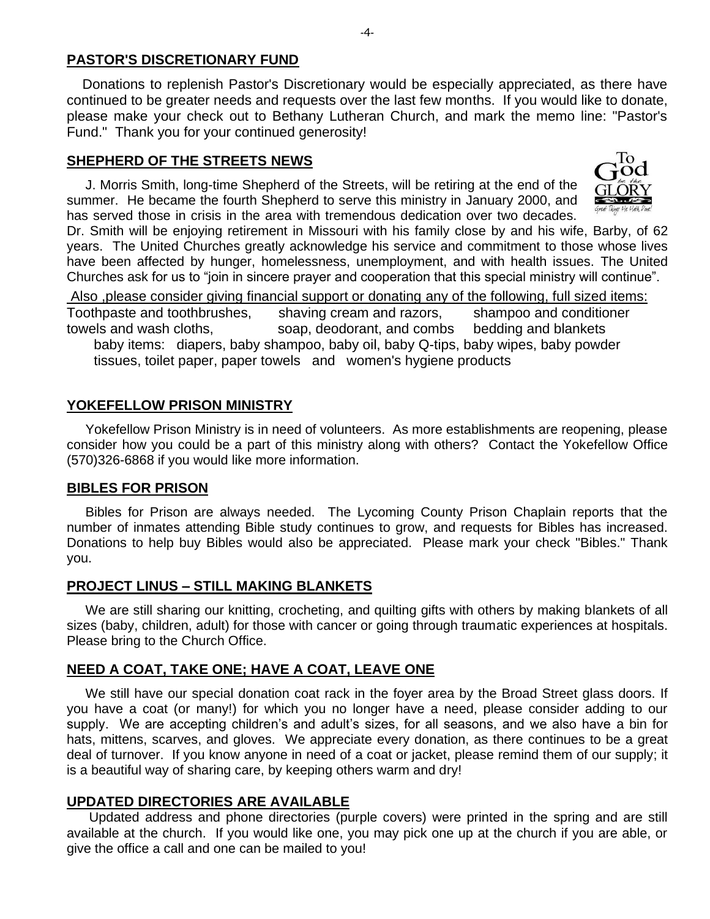## PASTOR'S DISCRETIONARY FUND

Donations to replenish Pastor's Discretionary would be especially appreciated, as there have continued to be greater needs and requests over the last few months. If you would like to donate, please make your check out to Bethany Lutheran Church, and mark the memo line: "Pastor's Fund." Thank you for your continued generosity!

## SHEPHERD OF THE STREETS NEWS

J. Morris Smith, long-time Shepherd of the Streets, will be retiring at the end of the summer. He became the fourth Shepherd to serve this ministry in January 2000, and has served those in crisis in the area with tremendous dedication over two decades. Dr. Smith will be enjoying retirement in Missouri with his family close by and his wife, Barby, of 62 years. The United Churches greatly acknowledge his service and commitment to those whose lives have been affected by hunger, homelessness, unemployment, and with health issues. The United Churches ask for us to "join in sincere prayer and cooperation that this special ministry will continue".

Also ,please consider giving financial support or donating any of the following, full sized items:

Toothpaste and toothbrushes, shaving cream and razors, shampoo and conditioner
towels and wash cloths, soap, deodorant, and combs bedding and blankets
baby items: diapers, baby shampoo, baby oil, baby Q-tips, baby wipes, baby powder
tissues, toilet paper, paper towels and women's hygiene products

## YOKEFELLOW PRISON MINISTRY

Yokefellow Prison Ministry is in need of volunteers. As more establishments are reopening, please consider how you could be a part of this ministry along with others? Contact the Yokefellow Office (570)326-6868 if you would like more information.

## BIBLES FOR PRISON

Bibles for Prison are always needed. The Lycoming County Prison Chaplain reports that the number of inmates attending Bible study continues to grow, and requests for Bibles has increased. Donations to help buy Bibles would also be appreciated. Please mark your check "Bibles." Thank you.

## PROJECT LINUS – STILL MAKING BLANKETS

We are still sharing our knitting, crocheting, and quilting gifts with others by making blankets of all sizes (baby, children, adult) for those with cancer or going through traumatic experiences at hospitals. Please bring to the Church Office.

## NEED A COAT, TAKE ONE; HAVE A COAT, LEAVE ONE

We still have our special donation coat rack in the foyer area by the Broad Street glass doors. If you have a coat (or many!) for which you no longer have a need, please consider adding to our supply. We are accepting children's and adult's sizes, for all seasons, and we also have a bin for hats, mittens, scarves, and gloves. We appreciate every donation, as there continues to be a great deal of turnover. If you know anyone in need of a coat or jacket, please remind them of our supply; it is a beautiful way of sharing care, by keeping others warm and dry!

## UPDATED DIRECTORIES ARE AVAILABLE

Updated address and phone directories (purple covers) were printed in the spring and are still available at the church. If you would like one, you may pick one up at the church if you are able, or give the office a call and one can be mailed to you!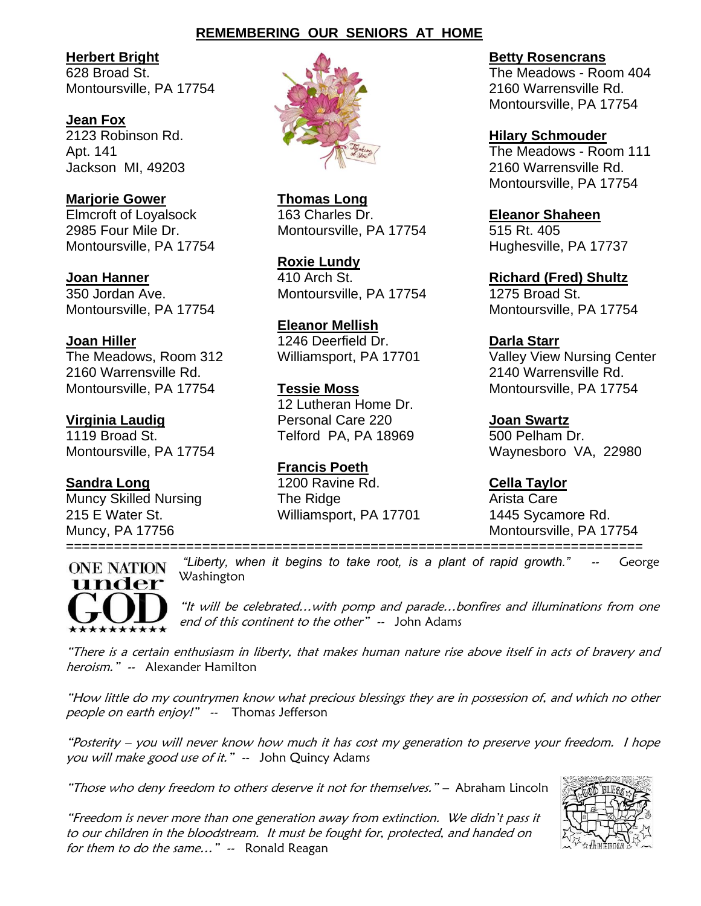## REMEMBERING OUR SENIORS AT HOME

**Herbert Bright**
628 Broad St.
Montoursville, PA 17754

**Jean Fox**
2123 Robinson Rd.
Apt. 141
Jackson MI, 49203

**Marjorie Gower**
Elmcroft of Loyalsock
2985 Four Mile Dr.
Montoursville, PA 17754

**Joan Hanner**
350 Jordan Ave.
Montoursville, PA 17754

**Joan Hiller**
The Meadows, Room 312
2160 Warrensville Rd.
Montoursville, PA 17754

**Virginia Laudig**
1119 Broad St.
Montoursville, PA 17754

**Sandra Long**
Muncy Skilled Nursing
215 E Water St.
Muncy, PA 17756

**Thomas Long**
163 Charles Dr.
Montoursville, PA 17754

**Roxie Lundy**
410 Arch St.
Montoursville, PA 17754

**Eleanor Mellish**
1246 Deerfield Dr.
Williamsport, PA 17701

**Tessie Moss**
12 Lutheran Home Dr.
Personal Care 220
Telford PA, PA 18969

**Francis Poeth**
1200 Ravine Rd.
The Ridge
Williamsport, PA 17701

**Betty Rosencrans**
The Meadows - Room 404
2160 Warrensville Rd.
Montoursville, PA 17754

**Hilary Schmouder**
The Meadows - Room 111
2160 Warrensville Rd.
Montoursville, PA 17754

**Eleanor Shaheen**
515 Rt. 405
Hughesville, PA 17737

**Richard (Fred) Shultz**
1275 Broad St.
Montoursville, PA 17754

**Darla Starr**
Valley View Nursing Center
2140 Warrensville Rd.
Montoursville, PA 17754

**Joan Swartz**
500 Pelham Dr.
Waynesboro VA, 22980

**Cella Taylor**
Arista Care
1445 Sycamore Rd.
Montoursville, PA 17754

---

ONE NATION under GOD

*"Liberty, when it begins to take root, is a plant of rapid growth."* -- George Washington

*"It will be celebrated…with pomp and parade…bonfires and illuminations from one end of this continent to the other"* -- John Adams

*"There is a certain enthusiasm in liberty, that makes human nature rise above itself in acts of bravery and heroism."* -- Alexander Hamilton

*"How little do my countrymen know what precious blessings they are in possession of, and which no other people on earth enjoy!"* -- Thomas Jefferson

*"Posterity – you will never know how much it has cost my generation to preserve your freedom. I hope you will make good use of it."* -- John Quincy Adams

*"Those who deny freedom to others deserve it not for themselves."* – Abraham Lincoln

*"Freedom is never more than one generation away from extinction. We didn't pass it to our children in the bloodstream. It must be fought for, protected, and handed on for them to do the same…"* -- Ronald Reagan